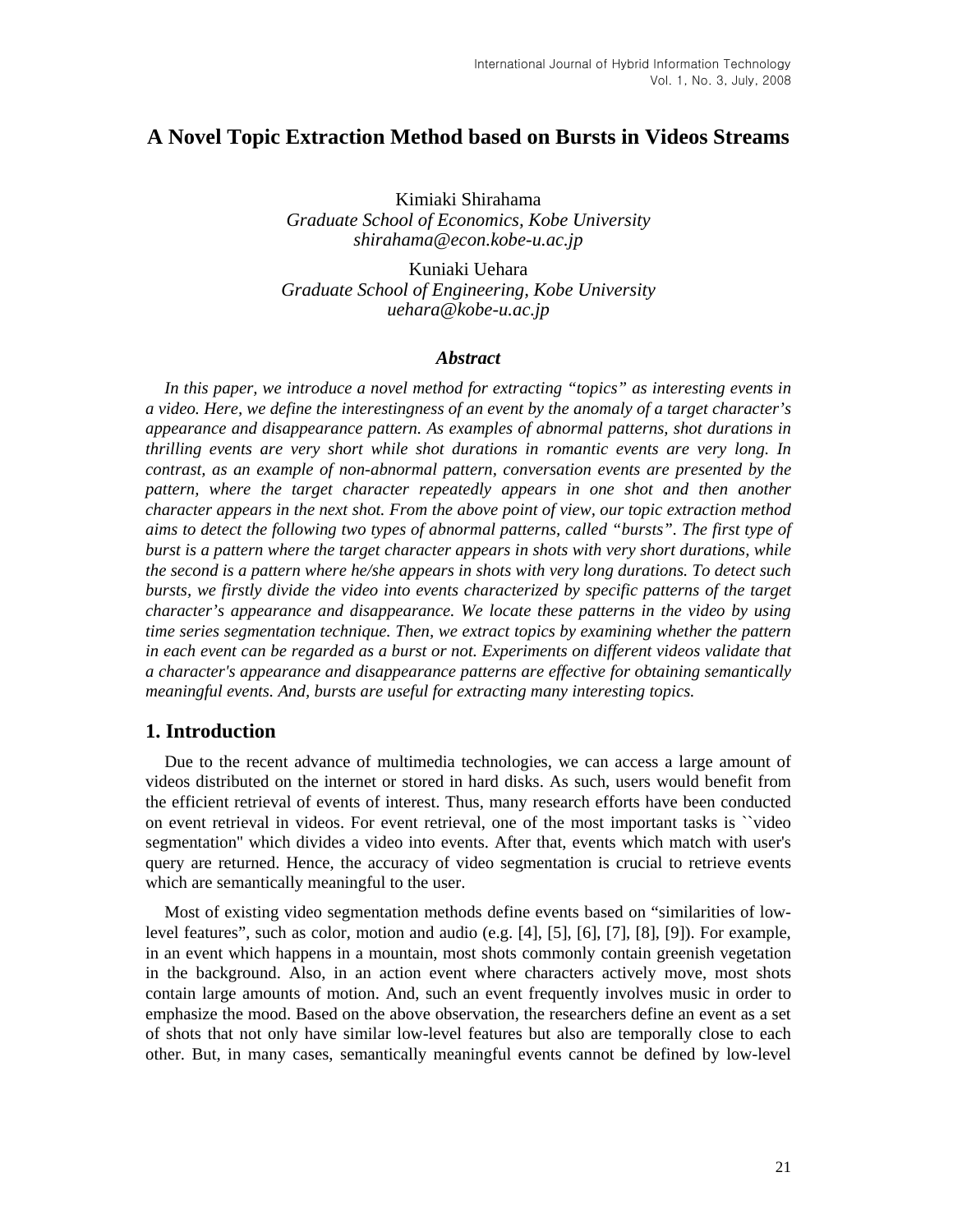# A Novel Topic Extraction Method based on Bursts in Videos Streams

Kimiaki Shirahama
*Graduate School of Economics, Kobe University*
*shirahama@econ.kobe-u.ac.jp*

Kuniaki Uehara
*Graduate School of Engineering, Kobe University*
*uehara@kobe-u.ac.jp*

### *Abstract*

*In this paper, we introduce a novel method for extracting "topics" as interesting events in a video. Here, we define the interestingness of an event by the anomaly of a target character's appearance and disappearance pattern. As examples of abnormal patterns, shot durations in thrilling events are very short while shot durations in romantic events are very long. In contrast, as an example of non-abnormal pattern, conversation events are presented by the pattern, where the target character repeatedly appears in one shot and then another character appears in the next shot. From the above point of view, our topic extraction method aims to detect the following two types of abnormal patterns, called "bursts". The first type of burst is a pattern where the target character appears in shots with very short durations, while the second is a pattern where he/she appears in shots with very long durations. To detect such bursts, we firstly divide the video into events characterized by specific patterns of the target character's appearance and disappearance. We locate these patterns in the video by using time series segmentation technique. Then, we extract topics by examining whether the pattern in each event can be regarded as a burst or not. Experiments on different videos validate that a character's appearance and disappearance patterns are effective for obtaining semantically meaningful events. And, bursts are useful for extracting many interesting topics.*

## 1. Introduction

Due to the recent advance of multimedia technologies, we can access a large amount of videos distributed on the internet or stored in hard disks. As such, users would benefit from the efficient retrieval of events of interest. Thus, many research efforts have been conducted on event retrieval in videos. For event retrieval, one of the most important tasks is ``video segmentation'' which divides a video into events. After that, events which match with user's query are returned. Hence, the accuracy of video segmentation is crucial to retrieve events which are semantically meaningful to the user.

Most of existing video segmentation methods define events based on "similarities of low-level features", such as color, motion and audio (e.g. [4], [5], [6], [7], [8], [9]). For example, in an event which happens in a mountain, most shots commonly contain greenish vegetation in the background. Also, in an action event where characters actively move, most shots contain large amounts of motion. And, such an event frequently involves music in order to emphasize the mood. Based on the above observation, the researchers define an event as a set of shots that not only have similar low-level features but also are temporally close to each other. But, in many cases, semantically meaningful events cannot be defined by low-level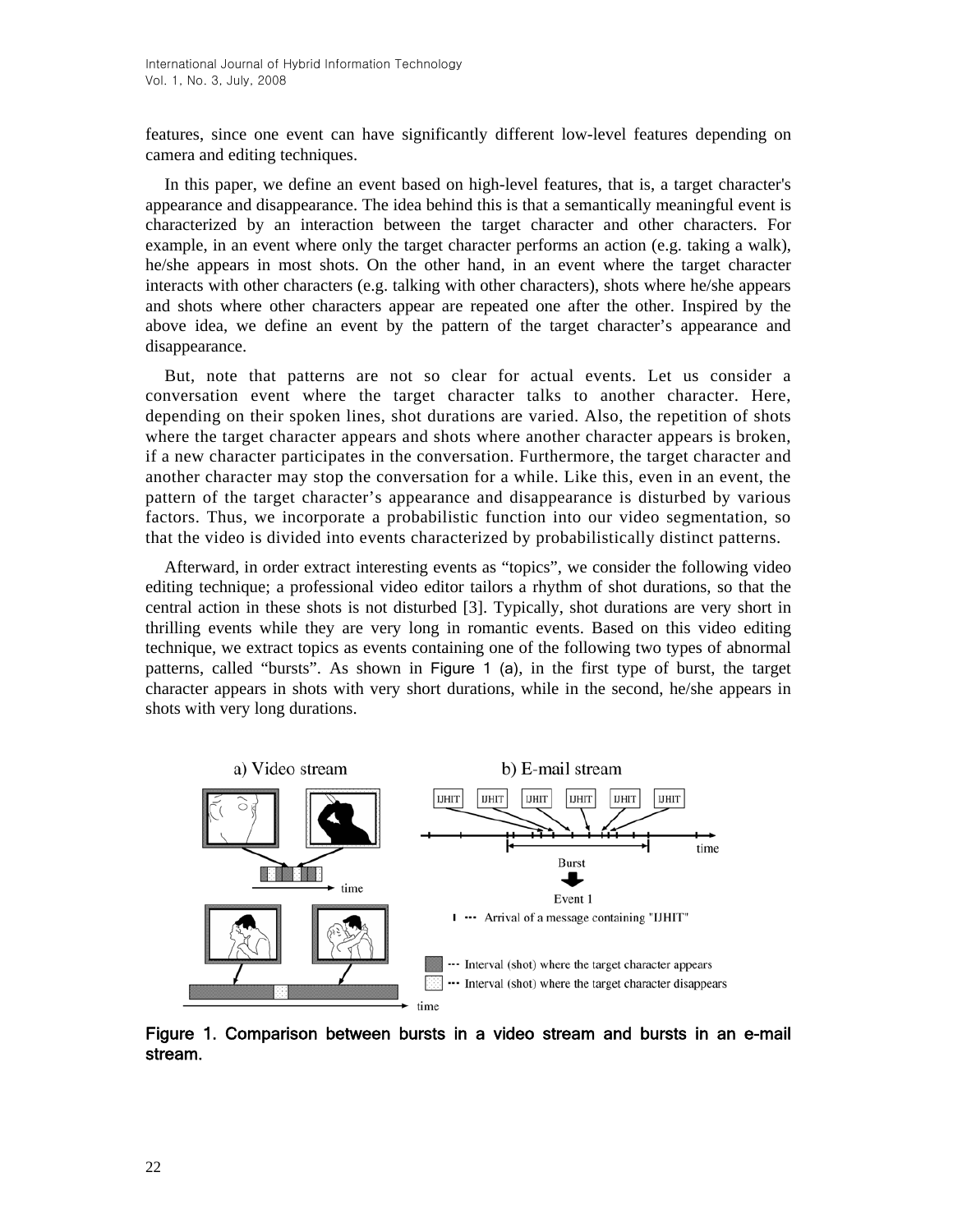features, since one event can have significantly different low-level features depending on camera and editing techniques.

In this paper, we define an event based on high-level features, that is, a target character's appearance and disappearance. The idea behind this is that a semantically meaningful event is characterized by an interaction between the target character and other characters. For example, in an event where only the target character performs an action (e.g. taking a walk), he/she appears in most shots. On the other hand, in an event where the target character interacts with other characters (e.g. talking with other characters), shots where he/she appears and shots where other characters appear are repeated one after the other. Inspired by the above idea, we define an event by the pattern of the target character's appearance and disappearance.

But, note that patterns are not so clear for actual events. Let us consider a conversation event where the target character talks to another character. Here, depending on their spoken lines, shot durations are varied. Also, the repetition of shots where the target character appears and shots where another character appears is broken, if a new character participates in the conversation. Furthermore, the target character and another character may stop the conversation for a while. Like this, even in an event, the pattern of the target character's appearance and disappearance is disturbed by various factors. Thus, we incorporate a probabilistic function into our video segmentation, so that the video is divided into events characterized by probabilistically distinct patterns.

Afterward, in order extract interesting events as "topics", we consider the following video editing technique; a professional video editor tailors a rhythm of shot durations, so that the central action in these shots is not disturbed [3]. Typically, shot durations are very short in thrilling events while they are very long in romantic events. Based on this video editing technique, we extract topics as events containing one of the following two types of abnormal patterns, called "bursts". As shown in Figure 1 (a), in the first type of burst, the target character appears in shots with very short durations, while in the second, he/she appears in shots with very long durations.

a) Video stream

b) E-mail stream

IJHIT IJHIT IJHIT IJHIT IJHIT IJHIT

time

Burst

Event 1

--- Arrival of a message containing "IJHIT"

--- Interval (shot) where the target character appears

--- Interval (shot) where the target character disappears

time

time

**Figure 1. Comparison between bursts in a video stream and bursts in an e-mail stream.**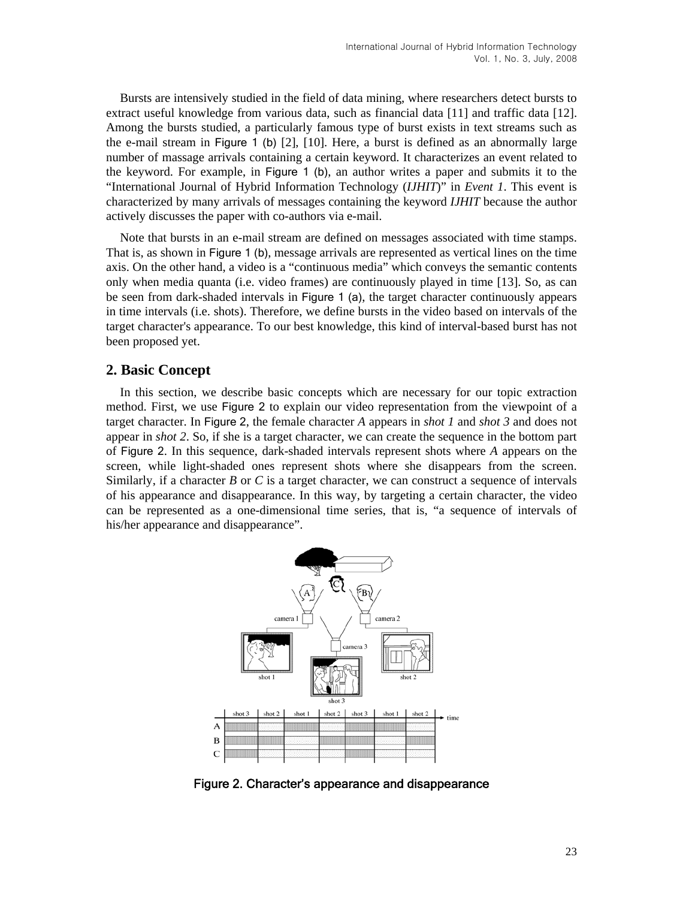Bursts are intensively studied in the field of data mining, where researchers detect bursts to extract useful knowledge from various data, such as financial data [11] and traffic data [12]. Among the bursts studied, a particularly famous type of burst exists in text streams such as the e-mail stream in Figure 1 (b) [2], [10]. Here, a burst is defined as an abnormally large number of massage arrivals containing a certain keyword. It characterizes an event related to the keyword. For example, in Figure 1 (b), an author writes a paper and submits it to the "International Journal of Hybrid Information Technology (*IJHIT*)" in *Event 1*. This event is characterized by many arrivals of messages containing the keyword *IJHIT* because the author actively discusses the paper with co-authors via e-mail.

Note that bursts in an e-mail stream are defined on messages associated with time stamps. That is, as shown in Figure 1 (b), message arrivals are represented as vertical lines on the time axis. On the other hand, a video is a "continuous media" which conveys the semantic contents only when media quanta (i.e. video frames) are continuously played in time [13]. So, as can be seen from dark-shaded intervals in Figure 1 (a), the target character continuously appears in time intervals (i.e. shots). Therefore, we define bursts in the video based on intervals of the target character's appearance. To our best knowledge, this kind of interval-based burst has not been proposed yet.

## 2. Basic Concept

In this section, we describe basic concepts which are necessary for our topic extraction method. First, we use Figure 2 to explain our video representation from the viewpoint of a target character. In Figure 2, the female character *A* appears in *shot 1* and *shot 3* and does not appear in *shot 2*. So, if she is a target character, we can create the sequence in the bottom part of Figure 2. In this sequence, dark-shaded intervals represent shots where *A* appears on the screen, while light-shaded ones represent shots where she disappears from the screen. Similarly, if a character *B* or *C* is a target character, we can construct a sequence of intervals of his appearance and disappearance. In this way, by targeting a certain character, the video can be represented as a one-dimensional time series, that is, "a sequence of intervals of his/her appearance and disappearance".

Figure 2. Character's appearance and disappearance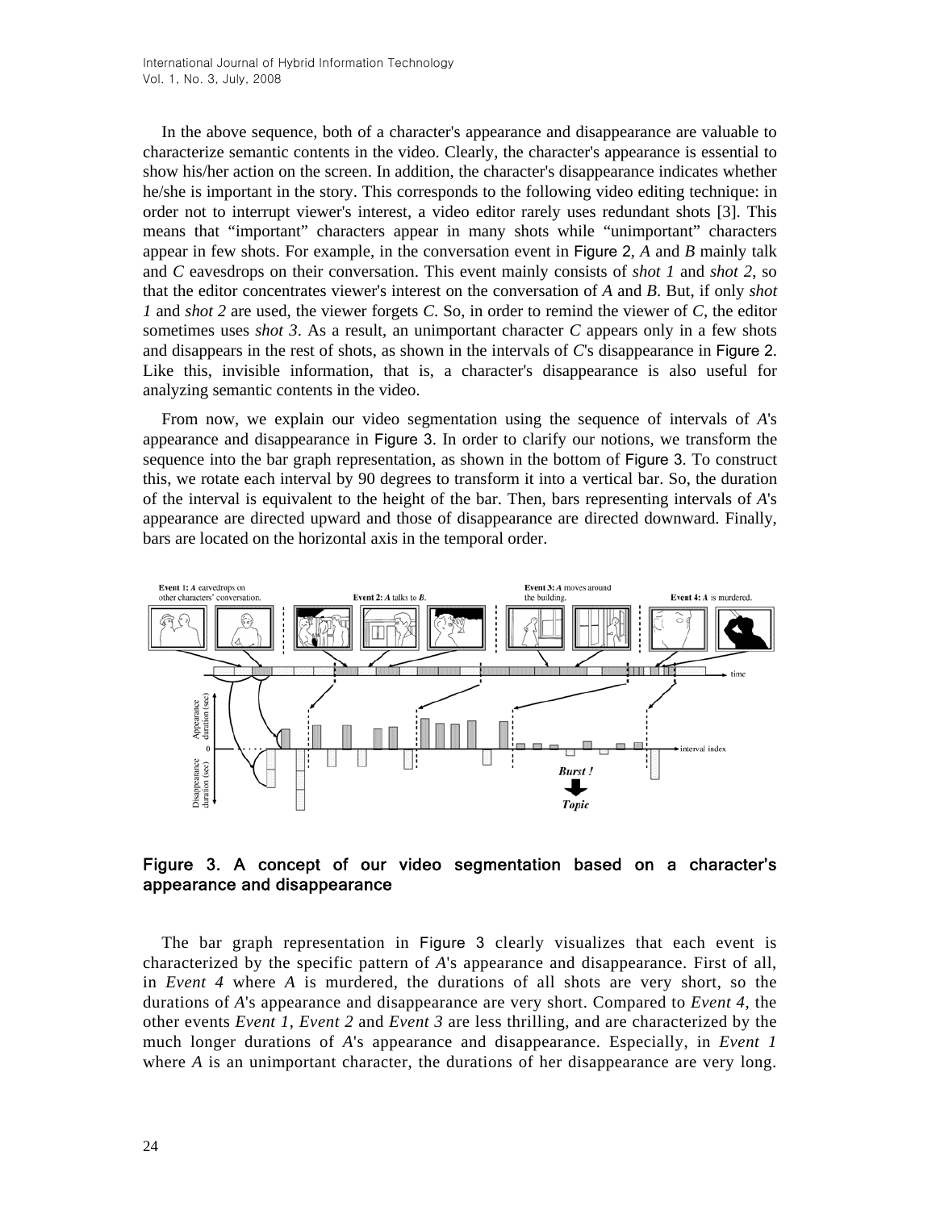In the above sequence, both of a character's appearance and disappearance are valuable to characterize semantic contents in the video. Clearly, the character's appearance is essential to show his/her action on the screen. In addition, the character's disappearance indicates whether he/she is important in the story. This corresponds to the following video editing technique: in order not to interrupt viewer's interest, a video editor rarely uses redundant shots [3]. This means that "important" characters appear in many shots while "unimportant" characters appear in few shots. For example, in the conversation event in Figure 2, *A* and *B* mainly talk and *C* eavesdrops on their conversation. This event mainly consists of *shot 1* and *shot 2*, so that the editor concentrates viewer's interest on the conversation of *A* and *B*. But, if only *shot 1* and *shot 2* are used, the viewer forgets *C*. So, in order to remind the viewer of *C*, the editor sometimes uses *shot 3*. As a result, an unimportant character *C* appears only in a few shots and disappears in the rest of shots, as shown in the intervals of *C*'s disappearance in Figure 2. Like this, invisible information, that is, a character's disappearance is also useful for analyzing semantic contents in the video.

From now, we explain our video segmentation using the sequence of intervals of *A*'s appearance and disappearance in Figure 3. In order to clarify our notions, we transform the sequence into the bar graph representation, as shown in the bottom of Figure 3. To construct this, we rotate each interval by 90 degrees to transform it into a vertical bar. So, the duration of the interval is equivalent to the height of the bar. Then, bars representing intervals of *A*'s appearance are directed upward and those of disappearance are directed downward. Finally, bars are located on the horizontal axis in the temporal order.

**Figure 3. A concept of our video segmentation based on a character's appearance and disappearance**

The bar graph representation in Figure 3 clearly visualizes that each event is characterized by the specific pattern of *A*'s appearance and disappearance. First of all, in *Event 4* where *A* is murdered, the durations of all shots are very short, so the durations of *A*'s appearance and disappearance are very short. Compared to *Event 4*, the other events *Event 1*, *Event 2* and *Event 3* are less thrilling, and are characterized by the much longer durations of *A*'s appearance and disappearance. Especially, in *Event 1* where *A* is an unimportant character, the durations of her disappearance are very long.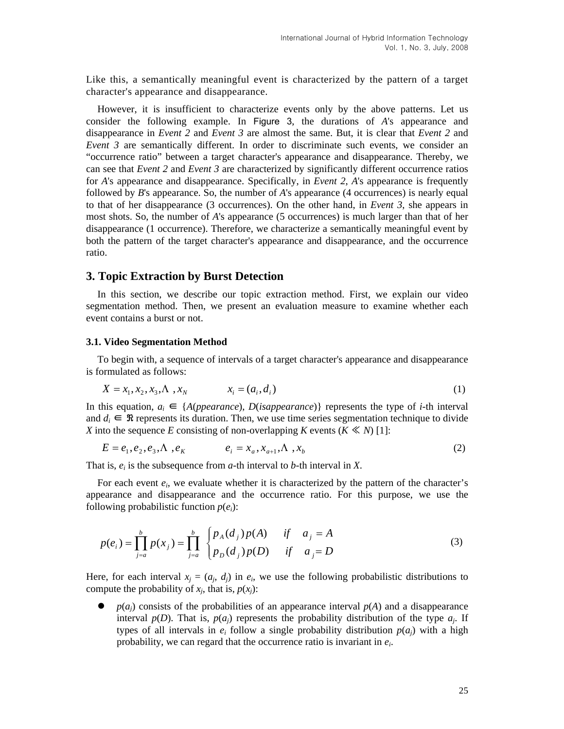Like this, a semantically meaningful event is characterized by the pattern of a target character's appearance and disappearance.

However, it is insufficient to characterize events only by the above patterns. Let us consider the following example. In Figure 3, the durations of *A*'s appearance and disappearance in *Event 2* and *Event 3* are almost the same. But, it is clear that *Event 2* and *Event 3* are semantically different. In order to discriminate such events, we consider an “occurrence ratio” between a target character's appearance and disappearance. Thereby, we can see that *Event 2* and *Event 3* are characterized by significantly different occurrence ratios for *A*'s appearance and disappearance. Specifically, in *Event 2*, *A*'s appearance is frequently followed by *B*'s appearance. So, the number of *A*'s appearance (4 occurrences) is nearly equal to that of her disappearance (3 occurrences). On the other hand, in *Event 3*, she appears in most shots. So, the number of *A*'s appearance (5 occurrences) is much larger than that of her disappearance (1 occurrence). Therefore, we characterize a semantically meaningful event by both the pattern of the target character's appearance and disappearance, and the occurrence ratio.

## 3. Topic Extraction by Burst Detection

In this section, we describe our topic extraction method. First, we explain our video segmentation method. Then, we present an evaluation measure to examine whether each event contains a burst or not.

### 3.1. Video Segmentation Method

To begin with, a sequence of intervals of a target character's appearance and disappearance is formulated as follows:

$$X = x_1, x_2, x_3, \ldots, x_N \qquad x_i = (a_i, d_i) \tag{1}$$

In this equation, $a_i \in$ {*A*(*ppearance*), *D*(*isappearance*)} represents the type of *i*-th interval and $d_i \in \Re$ represents its duration. Then, we use time series segmentation technique to divide *X* into the sequence *E* consisting of non-overlapping *K* events ($K \ll N$) [1]:

$$E = e_1, e_2, e_3, \ldots, e_K \qquad e_i = x_a, x_{a+1}, \ldots, x_b \tag{2}$$

That is, $e_i$ is the subsequence from *a*-th interval to *b*-th interval in *X*.

For each event $e_i$, we evaluate whether it is characterized by the pattern of the character’s appearance and disappearance and the occurrence ratio. For this purpose, we use the following probabilistic function $p(e_i)$:

$$p(e_i) = \prod_{j=a}^{b} p(x_j) = \prod_{j=a}^{b} \begin{cases} p_A(d_j)\, p(A) & if \quad a_j = A \\ p_D(d_j)\, p(D) & if \quad a_j = D \end{cases} \tag{3}$$

Here, for each interval $x_j = (a_j, d_j)$ in $e_i$, we use the following probabilistic distributions to compute the probability of $x_j$, that is, $p(x_j)$:

- $p(a_j)$ consists of the probabilities of an appearance interval $p(A)$ and a disappearance interval $p(D)$. That is, $p(a_j)$ represents the probability distribution of the type $a_j$. If types of all intervals in $e_i$ follow a single probability distribution $p(a_j)$ with a high probability, we can regard that the occurrence ratio is invariant in $e_i$.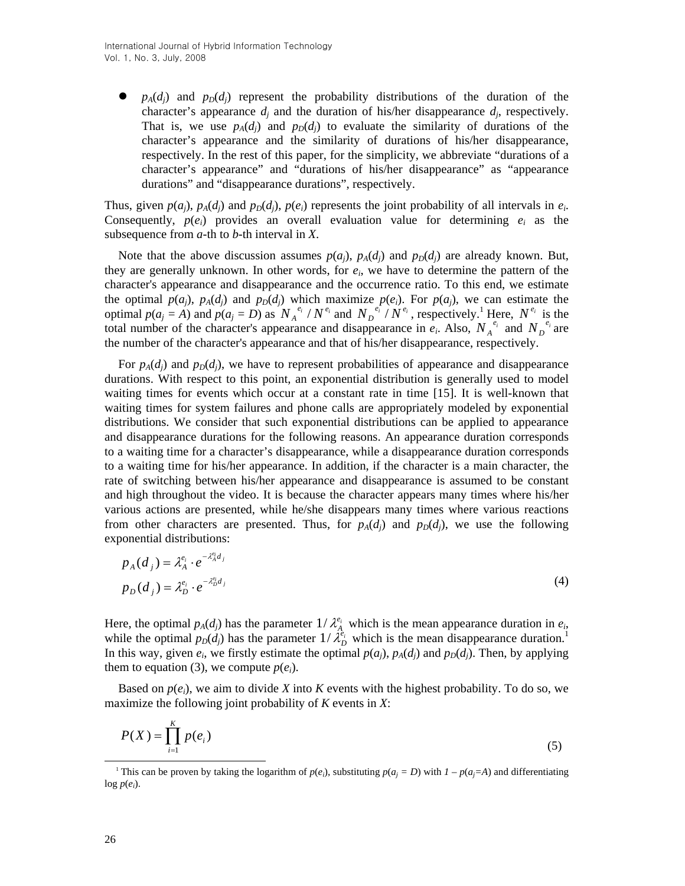- $p_A(d_j)$ and $p_D(d_j)$ represent the probability distributions of the duration of the character's appearance $d_j$ and the duration of his/her disappearance $d_j$, respectively. That is, we use $p_A(d_j)$ and $p_D(d_j)$ to evaluate the similarity of durations of the character's appearance and the similarity of durations of his/her disappearance, respectively. In the rest of this paper, for the simplicity, we abbreviate "durations of a character's appearance" and "durations of his/her disappearance" as "appearance durations" and "disappearance durations", respectively.

Thus, given $p(a_j)$, $p_A(d_j)$ and $p_D(d_j)$, $p(e_i)$ represents the joint probability of all intervals in $e_i$. Consequently, $p(e_i)$ provides an overall evaluation value for determining $e_i$ as the subsequence from $a$-th to $b$-th interval in $X$.

Note that the above discussion assumes $p(a_j)$, $p_A(d_j)$ and $p_D(d_j)$ are already known. But, they are generally unknown. In other words, for $e_i$, we have to determine the pattern of the character's appearance and disappearance and the occurrence ratio. To this end, we estimate the optimal $p(a_j)$, $p_A(d_j)$ and $p_D(d_j)$ which maximize $p(e_i)$. For $p(a_j)$, we can estimate the optimal $p(a_j = A)$ and $p(a_j = D)$ as $N_A^{e_i} / N^{e_i}$ and $N_D^{e_i} / N^{e_i}$, respectively.[1] Here, $N^{e_i}$ is the total number of the character's appearance and disappearance in $e_i$. Also, $N_A^{e_i}$ and $N_D^{e_i}$ are the number of the character's appearance and that of his/her disappearance, respectively.

For $p_A(d_j)$ and $p_D(d_j)$, we have to represent probabilities of appearance and disappearance durations. With respect to this point, an exponential distribution is generally used to model waiting times for events which occur at a constant rate in time [15]. It is well-known that waiting times for system failures and phone calls are appropriately modeled by exponential distributions. We consider that such exponential distributions can be applied to appearance and disappearance durations for the following reasons. An appearance duration corresponds to a waiting time for a character's disappearance, while a disappearance duration corresponds to a waiting time for his/her appearance. In addition, if the character is a main character, the rate of switching between his/her appearance and disappearance is assumed to be constant and high throughout the video. It is because the character appears many times where his/her various actions are presented, while he/she disappears many times where various reactions from other characters are presented. Thus, for $p_A(d_j)$ and $p_D(d_j)$, we use the following exponential distributions:

$$
\begin{aligned}
p_A(d_j) &= \lambda_A^{e_i} \cdot e^{-\lambda_A^{e_i} d_j} \\
p_D(d_j) &= \lambda_D^{e_i} \cdot e^{-\lambda_D^{e_i} d_j}
\end{aligned}
\tag{4}
$$

Here, the optimal $p_A(d_j)$ has the parameter $1/\lambda_A^{e_i}$ which is the mean appearance duration in $e_i$, while the optimal $p_D(d_j)$ has the parameter $1/\lambda_D^{e_i}$ which is the mean disappearance duration.[1] In this way, given $e_i$, we firstly estimate the optimal $p(a_j)$, $p_A(d_j)$ and $p_D(d_j)$. Then, by applying them to equation (3), we compute $p(e_i)$.

Based on $p(e_i)$, we aim to divide $X$ into $K$ events with the highest probability. To do so, we maximize the following joint probability of $K$ events in $X$:

$$
P(X) = \prod_{i=1}^{K} p(e_i) \tag{5}
$$

---

[1] This can be proven by taking the logarithm of $p(e_i)$, substituting $p(a_j = D)$ with $1 - p(a_j=A)$ and differentiating $\log p(e_i)$.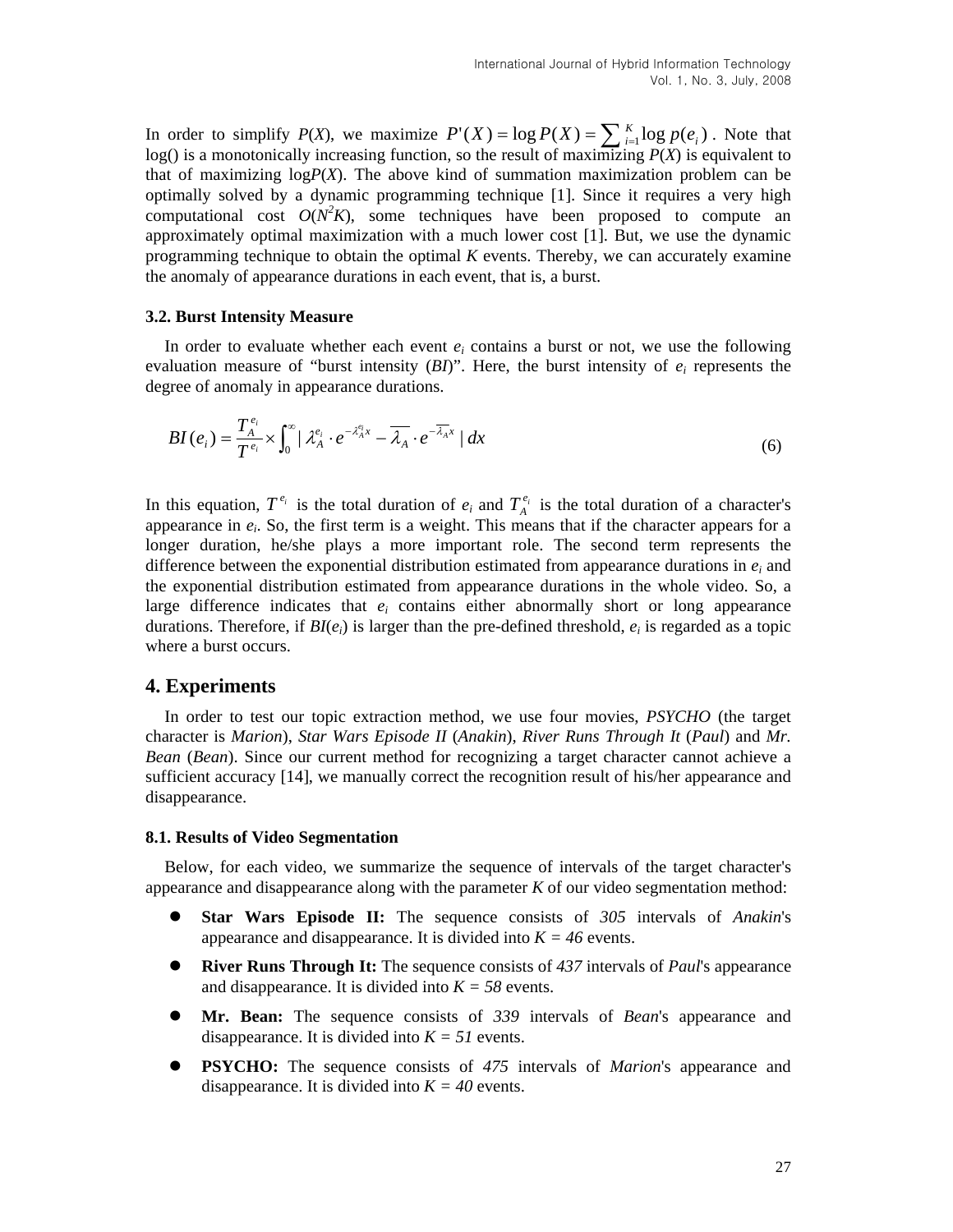In order to simplify $P(X)$, we maximize $P'(X) = \log P(X) = \sum_{i=1}^{K} \log p(e_i)$. Note that log() is a monotonically increasing function, so the result of maximizing $P(X)$ is equivalent to that of maximizing log$P(X)$. The above kind of summation maximization problem can be optimally solved by a dynamic programming technique [1]. Since it requires a very high computational cost $O(N^2K)$, some techniques have been proposed to compute an approximately optimal maximization with a much lower cost [1]. But, we use the dynamic programming technique to obtain the optimal $K$ events. Thereby, we can accurately examine the anomaly of appearance durations in each event, that is, a burst.

### 3.2. Burst Intensity Measure

In order to evaluate whether each event $e_i$ contains a burst or not, we use the following evaluation measure of "burst intensity ($BI$)". Here, the burst intensity of $e_i$ represents the degree of anomaly in appearance durations.

$$BI(e_i) = \frac{T_A^{e_i}}{T^{e_i}} \times \int_0^{\infty} | \lambda_A^{e_i} \cdot e^{-\lambda_A^{e_i} x} - \overline{\lambda_A} \cdot e^{-\overline{\lambda_A} x} | \, dx \tag{6}$$

In this equation, $T^{e_i}$ is the total duration of $e_i$ and $T_A^{e_i}$ is the total duration of a character's appearance in $e_i$. So, the first term is a weight. This means that if the character appears for a longer duration, he/she plays a more important role. The second term represents the difference between the exponential distribution estimated from appearance durations in $e_i$ and the exponential distribution estimated from appearance durations in the whole video. So, a large difference indicates that $e_i$ contains either abnormally short or long appearance durations. Therefore, if $BI(e_i)$ is larger than the pre-defined threshold, $e_i$ is regarded as a topic where a burst occurs.

## 4. Experiments

In order to test our topic extraction method, we use four movies, *PSYCHO* (the target character is *Marion*), *Star Wars Episode II* (*Anakin*), *River Runs Through It* (*Paul*) and *Mr. Bean* (*Bean*). Since our current method for recognizing a target character cannot achieve a sufficient accuracy [14], we manually correct the recognition result of his/her appearance and disappearance.

### 8.1. Results of Video Segmentation

Below, for each video, we summarize the sequence of intervals of the target character's appearance and disappearance along with the parameter $K$ of our video segmentation method:

- **Star Wars Episode II:** The sequence consists of *305* intervals of *Anakin*'s appearance and disappearance. It is divided into *K = 46* events.
- **River Runs Through It:** The sequence consists of *437* intervals of *Paul*'s appearance and disappearance. It is divided into *K = 58* events.
- **Mr. Bean:** The sequence consists of *339* intervals of *Bean*'s appearance and disappearance. It is divided into *K = 51* events.
- **PSYCHO:** The sequence consists of *475* intervals of *Marion*'s appearance and disappearance. It is divided into *K = 40* events.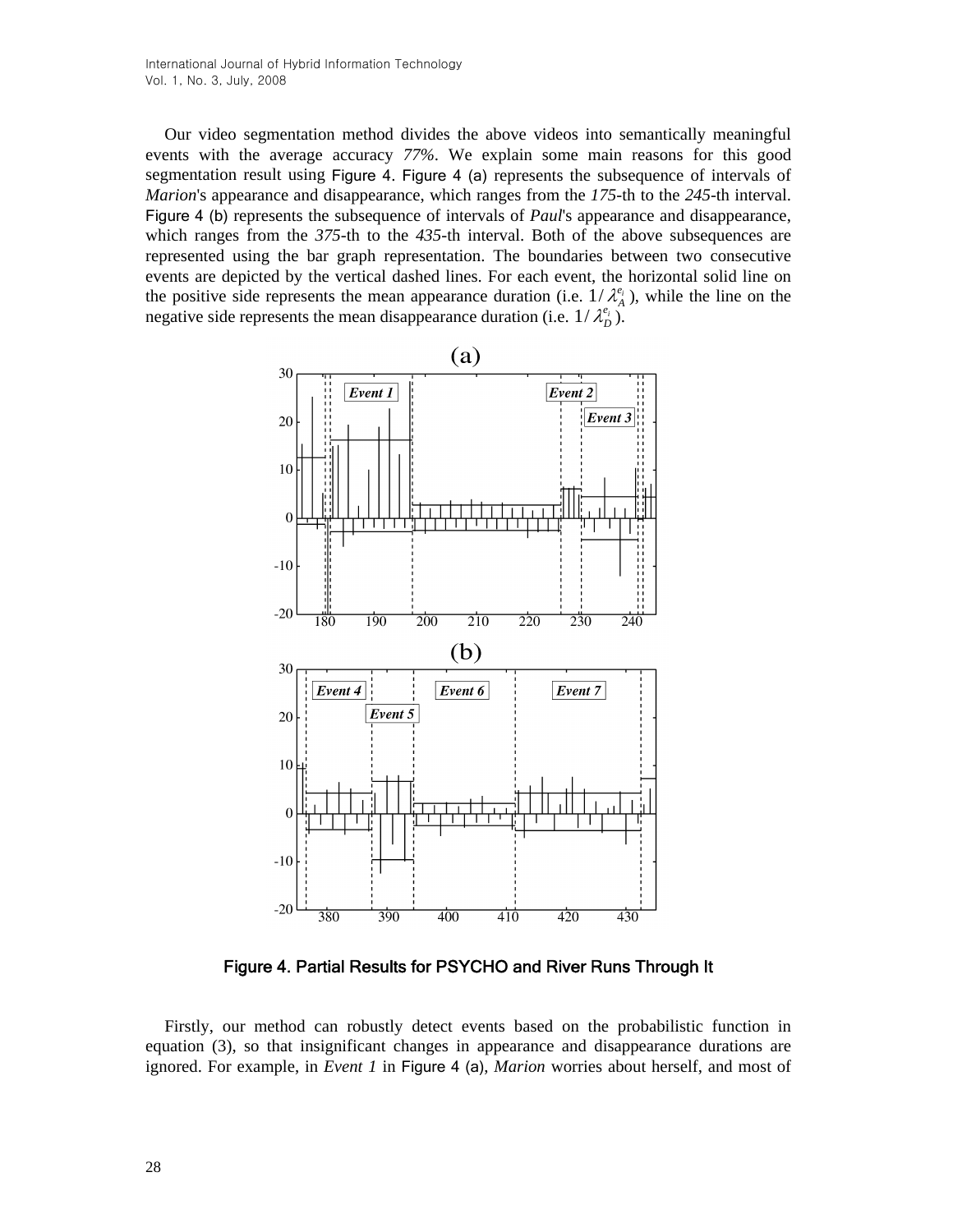Our video segmentation method divides the above videos into semantically meaningful events with the average accuracy *77%*. We explain some main reasons for this good segmentation result using Figure 4. Figure 4 (a) represents the subsequence of intervals of *Marion*'s appearance and disappearance, which ranges from the *175*-th to the *245*-th interval. Figure 4 (b) represents the subsequence of intervals of *Paul*'s appearance and disappearance, which ranges from the *375*-th to the *435*-th interval. Both of the above subsequences are represented using the bar graph representation. The boundaries between two consecutive events are depicted by the vertical dashed lines. For each event, the horizontal solid line on the positive side represents the mean appearance duration (i.e. $1/\lambda_A^{e_i}$), while the line on the negative side represents the mean disappearance duration (i.e. $1/\lambda_D^{e_i}$).

**Figure 4. Partial Results for PSYCHO and River Runs Through It**

Firstly, our method can robustly detect events based on the probabilistic function in equation (3), so that insignificant changes in appearance and disappearance durations are ignored. For example, in *Event 1* in Figure 4 (a), *Marion* worries about herself, and most of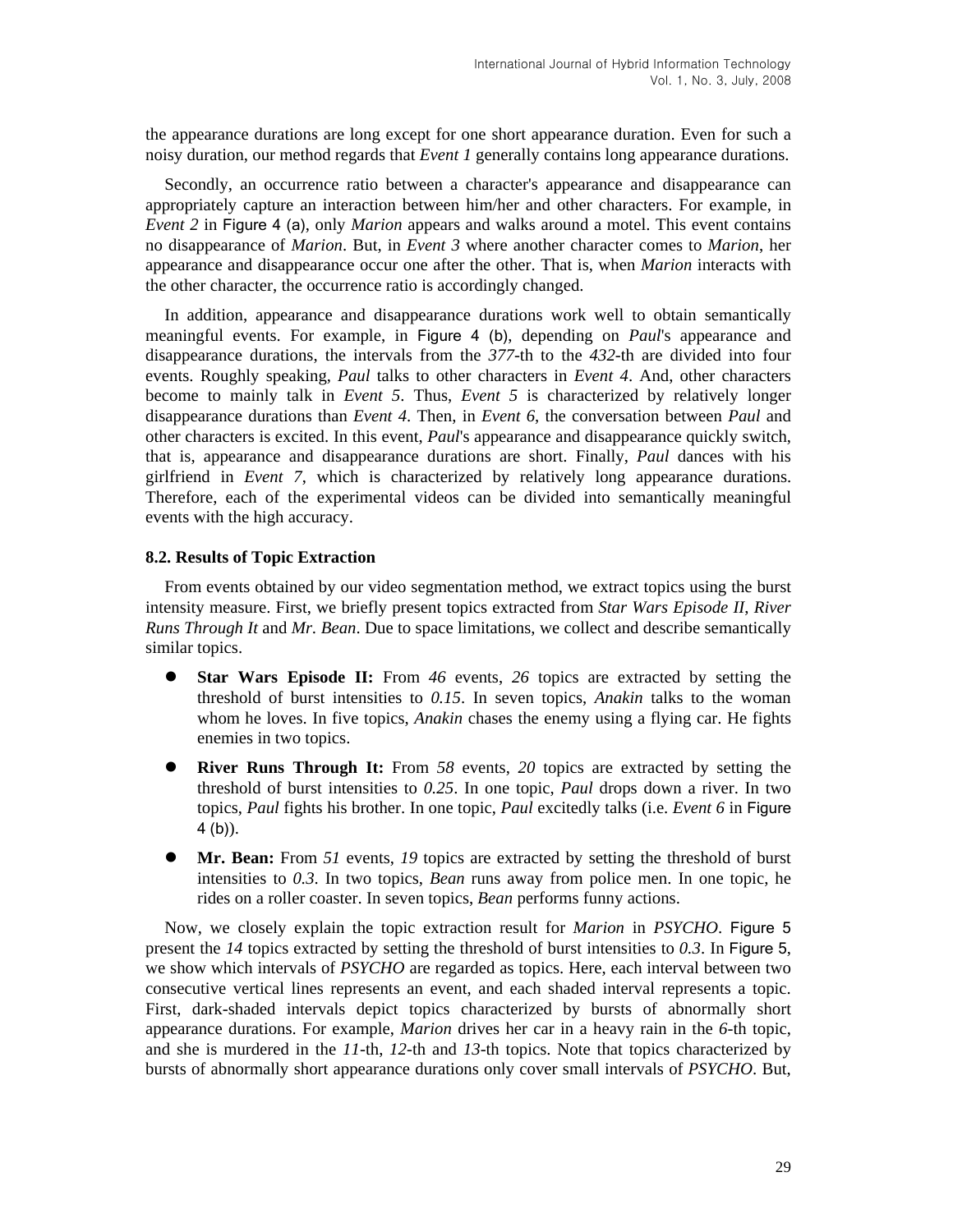the appearance durations are long except for one short appearance duration. Even for such a noisy duration, our method regards that *Event 1* generally contains long appearance durations.

Secondly, an occurrence ratio between a character's appearance and disappearance can appropriately capture an interaction between him/her and other characters. For example, in *Event 2* in Figure 4 (a), only *Marion* appears and walks around a motel. This event contains no disappearance of *Marion*. But, in *Event 3* where another character comes to *Marion*, her appearance and disappearance occur one after the other. That is, when *Marion* interacts with the other character, the occurrence ratio is accordingly changed.

In addition, appearance and disappearance durations work well to obtain semantically meaningful events. For example, in Figure 4 (b), depending on *Paul*'s appearance and disappearance durations, the intervals from the *377*-th to the *432*-th are divided into four events. Roughly speaking, *Paul* talks to other characters in *Event 4*. And, other characters become to mainly talk in *Event 5*. Thus, *Event 5* is characterized by relatively longer disappearance durations than *Event 4*. Then, in *Event 6*, the conversation between *Paul* and other characters is excited. In this event, *Paul*'s appearance and disappearance quickly switch, that is, appearance and disappearance durations are short. Finally, *Paul* dances with his girlfriend in *Event 7*, which is characterized by relatively long appearance durations. Therefore, each of the experimental videos can be divided into semantically meaningful events with the high accuracy.

### 8.2. Results of Topic Extraction

From events obtained by our video segmentation method, we extract topics using the burst intensity measure. First, we briefly present topics extracted from *Star Wars Episode II*, *River Runs Through It* and *Mr. Bean*. Due to space limitations, we collect and describe semantically similar topics.

- **Star Wars Episode II:** From *46* events, *26* topics are extracted by setting the threshold of burst intensities to *0.15*. In seven topics, *Anakin* talks to the woman whom he loves. In five topics, *Anakin* chases the enemy using a flying car. He fights enemies in two topics.
- **River Runs Through It:** From *58* events, *20* topics are extracted by setting the threshold of burst intensities to *0.25*. In one topic, *Paul* drops down a river. In two topics, *Paul* fights his brother. In one topic, *Paul* excitedly talks (i.e. *Event 6* in Figure 4 (b)).
- **Mr. Bean:** From *51* events, *19* topics are extracted by setting the threshold of burst intensities to *0.3*. In two topics, *Bean* runs away from police men. In one topic, he rides on a roller coaster. In seven topics, *Bean* performs funny actions.

Now, we closely explain the topic extraction result for *Marion* in *PSYCHO*. Figure 5 present the *14* topics extracted by setting the threshold of burst intensities to *0.3*. In Figure 5, we show which intervals of *PSYCHO* are regarded as topics. Here, each interval between two consecutive vertical lines represents an event, and each shaded interval represents a topic. First, dark-shaded intervals depict topics characterized by bursts of abnormally short appearance durations. For example, *Marion* drives her car in a heavy rain in the *6*-th topic, and she is murdered in the *11*-th, *12*-th and *13*-th topics. Note that topics characterized by bursts of abnormally short appearance durations only cover small intervals of *PSYCHO*. But,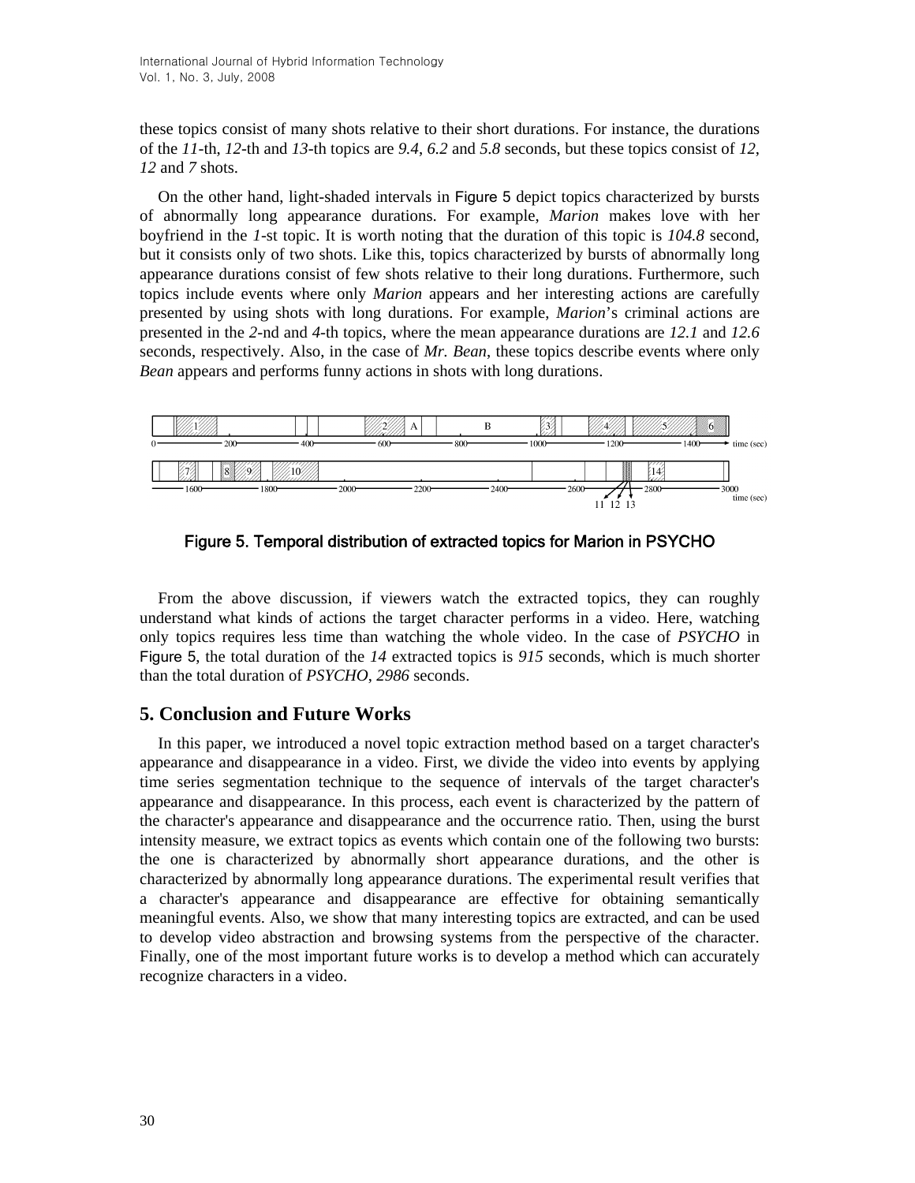these topics consist of many shots relative to their short durations. For instance, the durations of the *11*-th, *12*-th and *13*-th topics are *9.4*, *6.2* and *5.8* seconds, but these topics consist of *12*, *12* and *7* shots.

On the other hand, light-shaded intervals in Figure 5 depict topics characterized by bursts of abnormally long appearance durations. For example, *Marion* makes love with her boyfriend in the *1*-st topic. It is worth noting that the duration of this topic is *104.8* second, but it consists only of two shots. Like this, topics characterized by bursts of abnormally long appearance durations consist of few shots relative to their long durations. Furthermore, such topics include events where only *Marion* appears and her interesting actions are carefully presented by using shots with long durations. For example, *Marion*'s criminal actions are presented in the *2*-nd and *4*-th topics, where the mean appearance durations are *12.1* and *12.6* seconds, respectively. Also, in the case of *Mr. Bean*, these topics describe events where only *Bean* appears and performs funny actions in shots with long durations.

Figure 5. Temporal distribution of extracted topics for Marion in PSYCHO

From the above discussion, if viewers watch the extracted topics, they can roughly understand what kinds of actions the target character performs in a video. Here, watching only topics requires less time than watching the whole video. In the case of *PSYCHO* in Figure 5, the total duration of the *14* extracted topics is *915* seconds, which is much shorter than the total duration of *PSYCHO*, *2986* seconds.

## 5. Conclusion and Future Works

In this paper, we introduced a novel topic extraction method based on a target character's appearance and disappearance in a video. First, we divide the video into events by applying time series segmentation technique to the sequence of intervals of the target character's appearance and disappearance. In this process, each event is characterized by the pattern of the character's appearance and disappearance and the occurrence ratio. Then, using the burst intensity measure, we extract topics as events which contain one of the following two bursts: the one is characterized by abnormally short appearance durations, and the other is characterized by abnormally long appearance durations. The experimental result verifies that a character's appearance and disappearance are effective for obtaining semantically meaningful events. Also, we show that many interesting topics are extracted, and can be used to develop video abstraction and browsing systems from the perspective of the character. Finally, one of the most important future works is to develop a method which can accurately recognize characters in a video.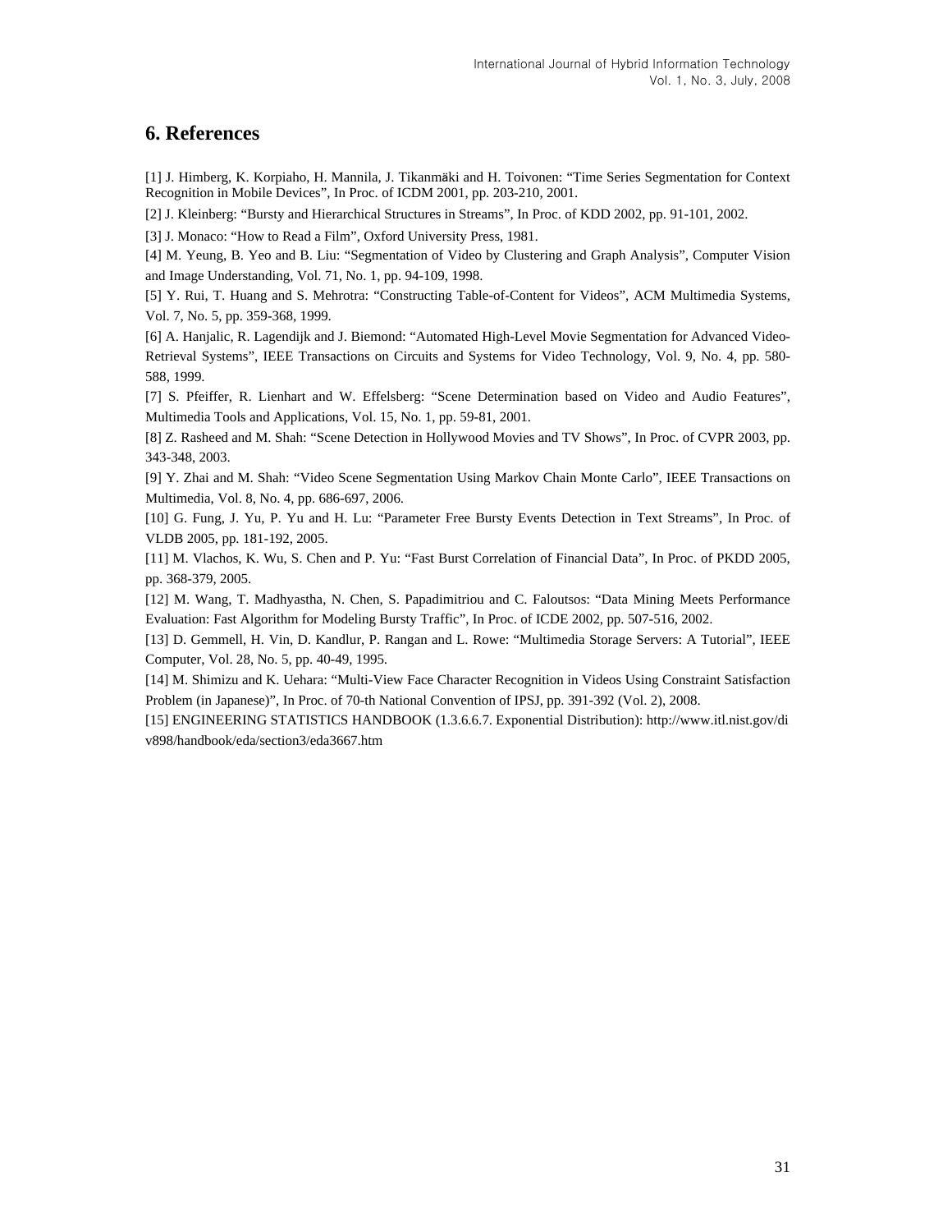## 6. References

[1] J. Himberg, K. Korpiaho, H. Mannila, J. Tikanmäki and H. Toivonen: "Time Series Segmentation for Context Recognition in Mobile Devices", In Proc. of ICDM 2001, pp. 203-210, 2001.

[2] J. Kleinberg: "Bursty and Hierarchical Structures in Streams", In Proc. of KDD 2002, pp. 91-101, 2002.

[3] J. Monaco: "How to Read a Film", Oxford University Press, 1981.

[4] M. Yeung, B. Yeo and B. Liu: "Segmentation of Video by Clustering and Graph Analysis", Computer Vision and Image Understanding, Vol. 71, No. 1, pp. 94-109, 1998.

[5] Y. Rui, T. Huang and S. Mehrotra: "Constructing Table-of-Content for Videos", ACM Multimedia Systems, Vol. 7, No. 5, pp. 359-368, 1999.

[6] A. Hanjalic, R. Lagendijk and J. Biemond: "Automated High-Level Movie Segmentation for Advanced Video-Retrieval Systems", IEEE Transactions on Circuits and Systems for Video Technology, Vol. 9, No. 4, pp. 580-588, 1999.

[7] S. Pfeiffer, R. Lienhart and W. Effelsberg: "Scene Determination based on Video and Audio Features", Multimedia Tools and Applications, Vol. 15, No. 1, pp. 59-81, 2001.

[8] Z. Rasheed and M. Shah: "Scene Detection in Hollywood Movies and TV Shows", In Proc. of CVPR 2003, pp. 343-348, 2003.

[9] Y. Zhai and M. Shah: "Video Scene Segmentation Using Markov Chain Monte Carlo", IEEE Transactions on Multimedia, Vol. 8, No. 4, pp. 686-697, 2006.

[10] G. Fung, J. Yu, P. Yu and H. Lu: "Parameter Free Bursty Events Detection in Text Streams", In Proc. of VLDB 2005, pp. 181-192, 2005.

[11] M. Vlachos, K. Wu, S. Chen and P. Yu: "Fast Burst Correlation of Financial Data", In Proc. of PKDD 2005, pp. 368-379, 2005.

[12] M. Wang, T. Madhyastha, N. Chen, S. Papadimitriou and C. Faloutsos: "Data Mining Meets Performance Evaluation: Fast Algorithm for Modeling Bursty Traffic", In Proc. of ICDE 2002, pp. 507-516, 2002.

[13] D. Gemmell, H. Vin, D. Kandlur, P. Rangan and L. Rowe: "Multimedia Storage Servers: A Tutorial", IEEE Computer, Vol. 28, No. 5, pp. 40-49, 1995.

[14] M. Shimizu and K. Uehara: "Multi-View Face Character Recognition in Videos Using Constraint Satisfaction Problem (in Japanese)", In Proc. of 70-th National Convention of IPSJ, pp. 391-392 (Vol. 2), 2008.

[15] ENGINEERING STATISTICS HANDBOOK (1.3.6.6.7. Exponential Distribution): http://www.itl.nist.gov/div898/handbook/eda/section3/eda3667.htm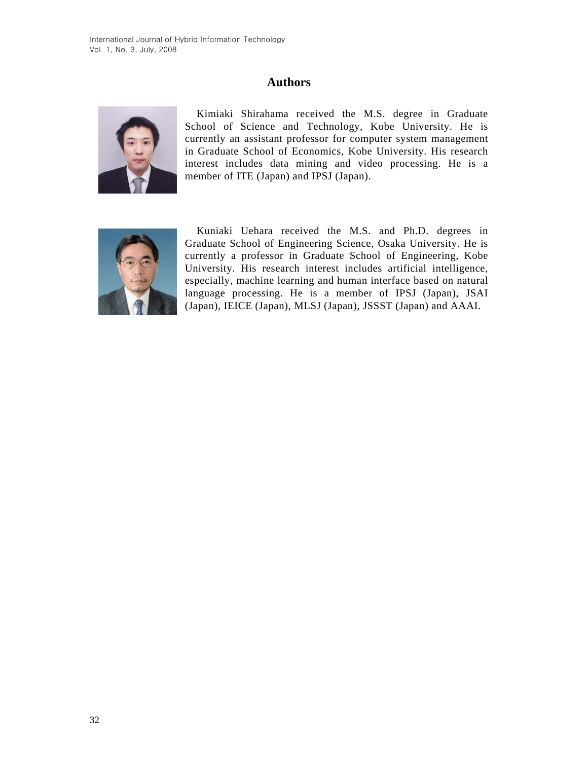## Authors

Kimiaki Shirahama received the M.S. degree in Graduate School of Science and Technology, Kobe University. He is currently an assistant professor for computer system management in Graduate School of Economics, Kobe University. His research interest includes data mining and video processing. He is a member of ITE (Japan) and IPSJ (Japan).

Kuniaki Uehara received the M.S. and Ph.D. degrees in Graduate School of Engineering Science, Osaka University. He is currently a professor in Graduate School of Engineering, Kobe University. His research interest includes artificial intelligence, especially, machine learning and human interface based on natural language processing. He is a member of IPSJ (Japan), JSAI (Japan), IEICE (Japan), MLSJ (Japan), JSSST (Japan) and AAAI.